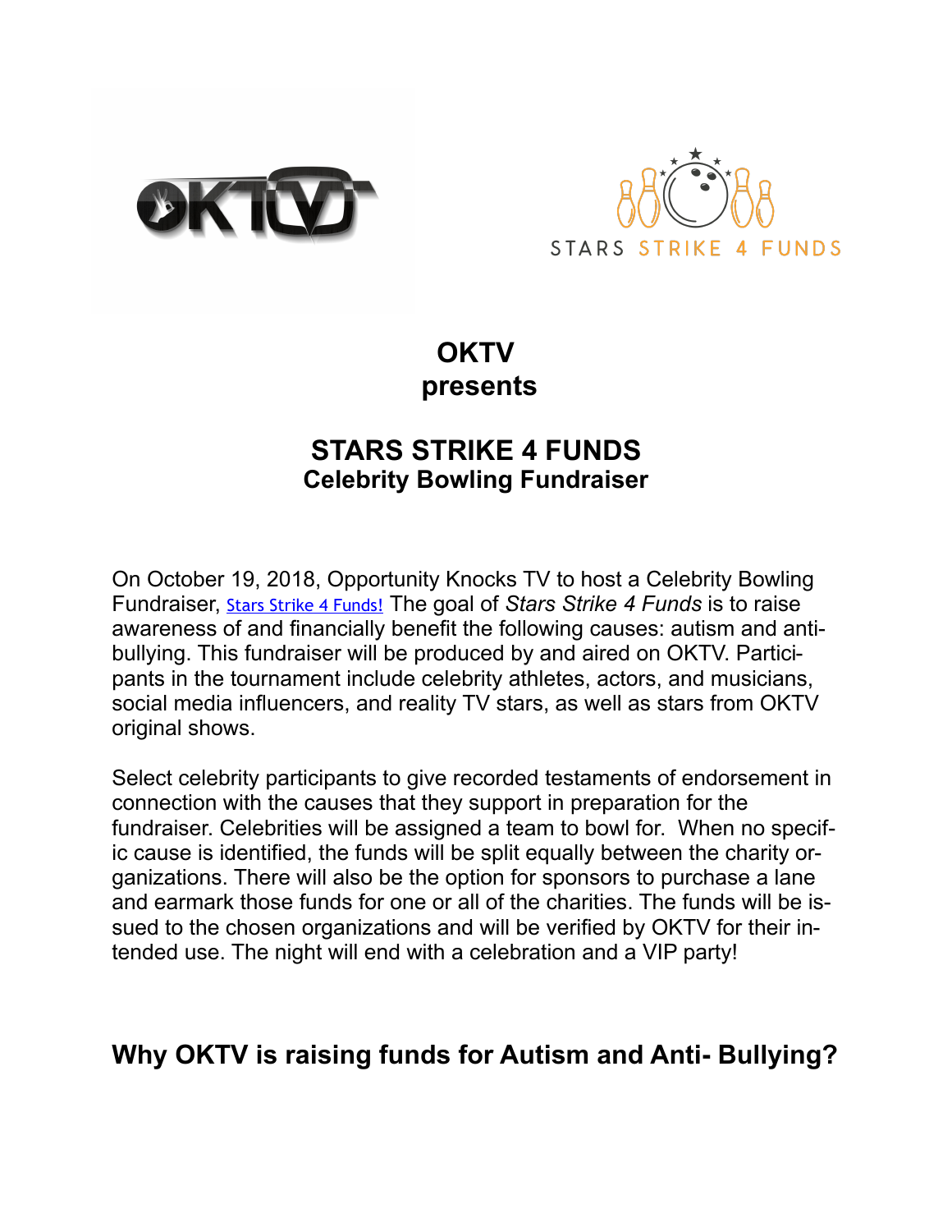# OKTV
# presents

## STARS STRIKE 4 FUNDS
### Celebrity Bowling Fundraiser

On October 19, 2018, Opportunity Knocks TV to host a Celebrity Bowling Fundraiser, Stars Strike 4 Funds! The goal of *Stars Strike 4 Funds* is to raise awareness of and financially benefit the following causes: autism and anti-bullying. This fundraiser will be produced by and aired on OKTV. Participants in the tournament include celebrity athletes, actors, and musicians, social media influencers, and reality TV stars, as well as stars from OKTV original shows.

Select celebrity participants to give recorded testaments of endorsement in connection with the causes that they support in preparation for the fundraiser. Celebrities will be assigned a team to bowl for. When no specific cause is identified, the funds will be split equally between the charity organizations. There will also be the option for sponsors to purchase a lane and earmark those funds for one or all of the charities. The funds will be issued to the chosen organizations and will be verified by OKTV for their intended use. The night will end with a celebration and a VIP party!

## Why OKTV is raising funds for Autism and Anti- Bullying?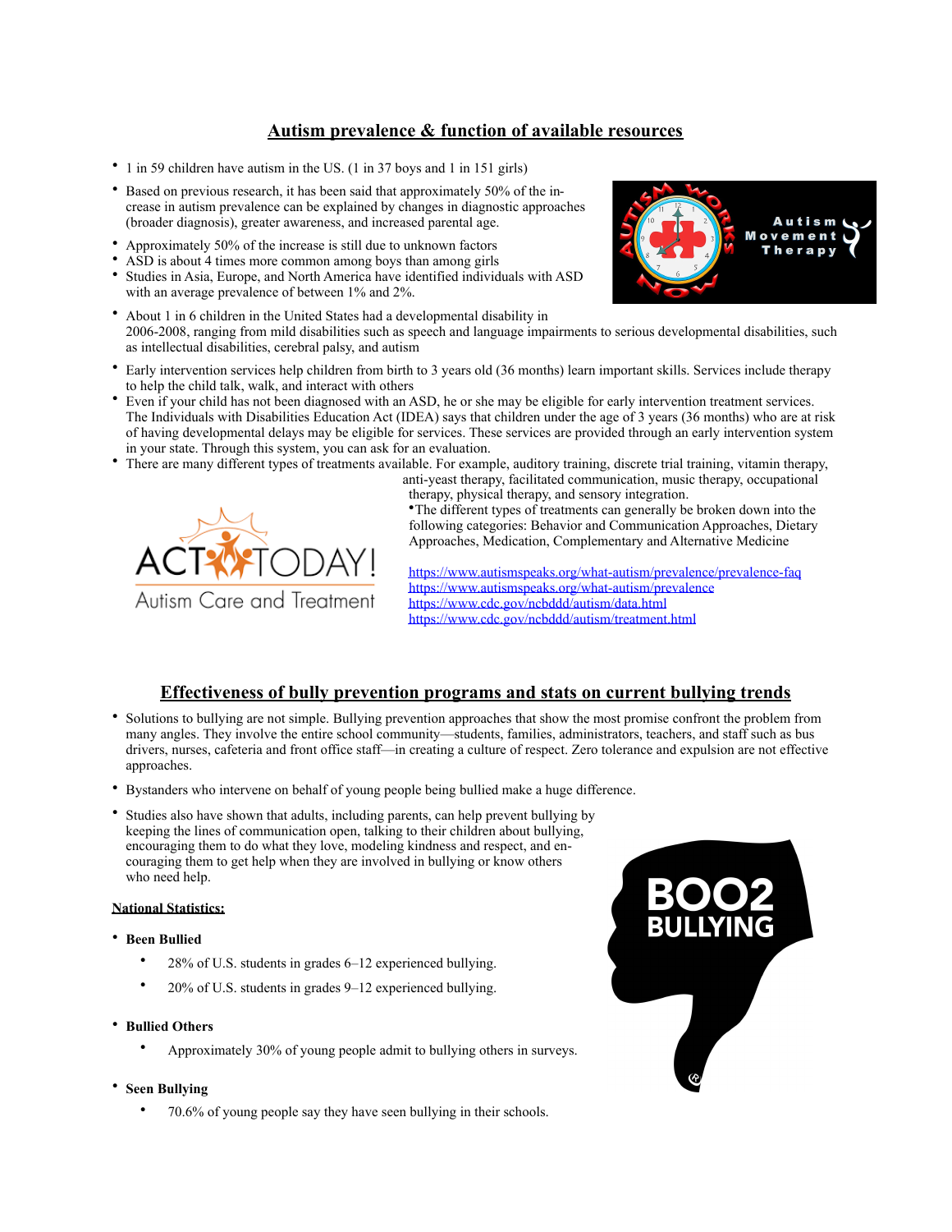## Autism prevalence & function of available resources

- 1 in 59 children have autism in the US. (1 in 37 boys and 1 in 151 girls)
- Based on previous research, it has been said that approximately 50% of the increase in autism prevalence can be explained by changes in diagnostic approaches (broader diagnosis), greater awareness, and increased parental age.
- Approximately 50% of the increase is still due to unknown factors
- ASD is about 4 times more common among boys than among girls
- Studies in Asia, Europe, and North America have identified individuals with ASD with an average prevalence of between 1% and 2%.
- About 1 in 6 children in the United States had a developmental disability in 2006-2008, ranging from mild disabilities such as speech and language impairments to serious developmental disabilities, such as intellectual disabilities, cerebral palsy, and autism
- Early intervention services help children from birth to 3 years old (36 months) learn important skills. Services include therapy to help the child talk, walk, and interact with others
- Even if your child has not been diagnosed with an ASD, he or she may be eligible for early intervention treatment services. The Individuals with Disabilities Education Act (IDEA) says that children under the age of 3 years (36 months) who are at risk of having developmental delays may be eligible for services. These services are provided through an early intervention system in your state. Through this system, you can ask for an evaluation.
- There are many different types of treatments available. For example, auditory training, discrete trial training, vitamin therapy, anti-yeast therapy, facilitated communication, music therapy, occupational therapy, physical therapy, and sensory integration.
- The different types of treatments can generally be broken down into the following categories: Behavior and Communication Approaches, Dietary Approaches, Medication, Complementary and Alternative Medicine

https://www.autismspeaks.org/what-autism/prevalence/prevalence-faq
https://www.autismspeaks.org/what-autism/prevalence
https://www.cdc.gov/ncbddd/autism/data.html
https://www.cdc.gov/ncbddd/autism/treatment.html

## Effectiveness of bully prevention programs and stats on current bullying trends

- Solutions to bullying are not simple. Bullying prevention approaches that show the most promise confront the problem from many angles. They involve the entire school community—students, families, administrators, teachers, and staff such as bus drivers, nurses, cafeteria and front office staff—in creating a culture of respect. Zero tolerance and expulsion are not effective approaches.
- Bystanders who intervene on behalf of young people being bullied make a huge difference.
- Studies also have shown that adults, including parents, can help prevent bullying by keeping the lines of communication open, talking to their children about bullying, encouraging them to do what they love, modeling kindness and respect, and encouraging them to get help when they are involved in bullying or know others who need help.

**National Statistics:**

- **Been Bullied**
  - 28% of U.S. students in grades 6–12 experienced bullying.
  - 20% of U.S. students in grades 9–12 experienced bullying.
- **Bullied Others**
  - Approximately 30% of young people admit to bullying others in surveys.
- **Seen Bullying**
  - 70.6% of young people say they have seen bullying in their schools.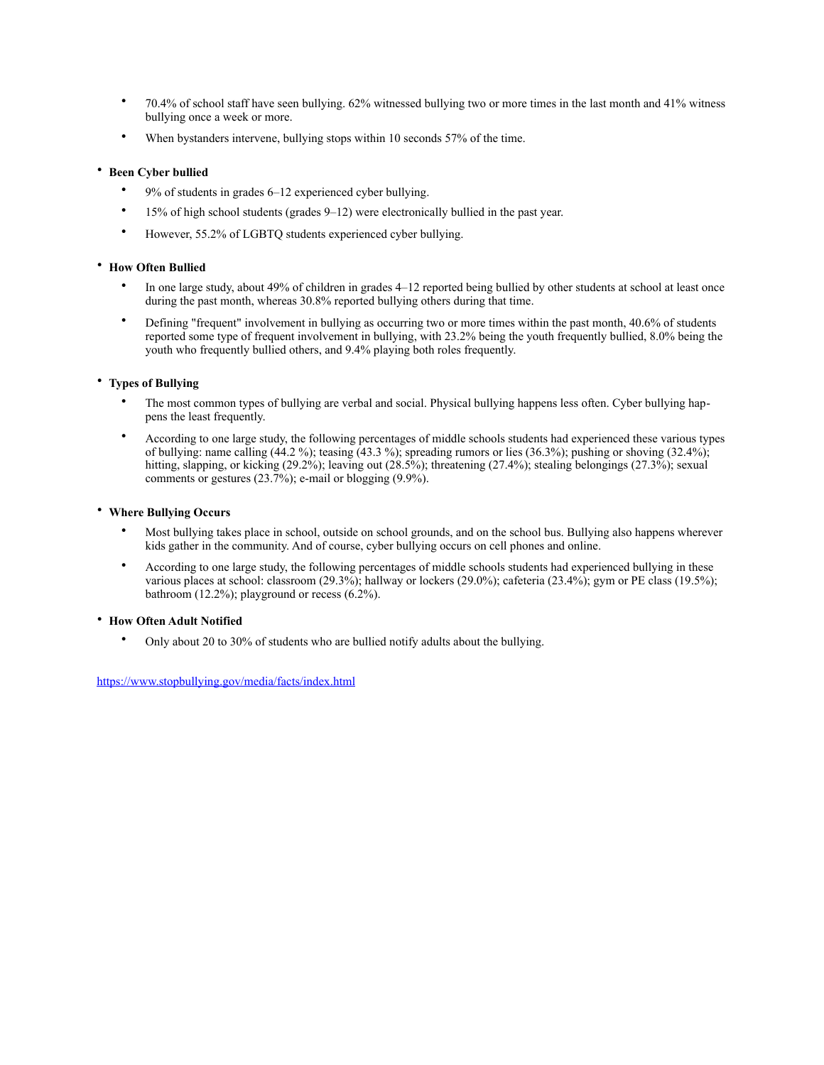- 70.4% of school staff have seen bullying. 62% witnessed bullying two or more times in the last month and 41% witness bullying once a week or more.
- When bystanders intervene, bullying stops within 10 seconds 57% of the time.

- **Been Cyber bullied**
  - 9% of students in grades 6–12 experienced cyber bullying.
  - 15% of high school students (grades 9–12) were electronically bullied in the past year.
  - However, 55.2% of LGBTQ students experienced cyber bullying.

- **How Often Bullied**
  - In one large study, about 49% of children in grades 4–12 reported being bullied by other students at school at least once during the past month, whereas 30.8% reported bullying others during that time.
  - Defining "frequent" involvement in bullying as occurring two or more times within the past month, 40.6% of students reported some type of frequent involvement in bullying, with 23.2% being the youth frequently bullied, 8.0% being the youth who frequently bullied others, and 9.4% playing both roles frequently.

- **Types of Bullying**
  - The most common types of bullying are verbal and social. Physical bullying happens less often. Cyber bullying happens the least frequently.
  - According to one large study, the following percentages of middle schools students had experienced these various types of bullying: name calling (44.2 %); teasing (43.3 %); spreading rumors or lies (36.3%); pushing or shoving (32.4%); hitting, slapping, or kicking (29.2%); leaving out (28.5%); threatening (27.4%); stealing belongings (27.3%); sexual comments or gestures (23.7%); e-mail or blogging (9.9%).

- **Where Bullying Occurs**
  - Most bullying takes place in school, outside on school grounds, and on the school bus. Bullying also happens wherever kids gather in the community. And of course, cyber bullying occurs on cell phones and online.
  - According to one large study, the following percentages of middle schools students had experienced bullying in these various places at school: classroom (29.3%); hallway or lockers (29.0%); cafeteria (23.4%); gym or PE class (19.5%); bathroom (12.2%); playground or recess (6.2%).

- **How Often Adult Notified**
  - Only about 20 to 30% of students who are bullied notify adults about the bullying.

https://www.stopbullying.gov/media/facts/index.html